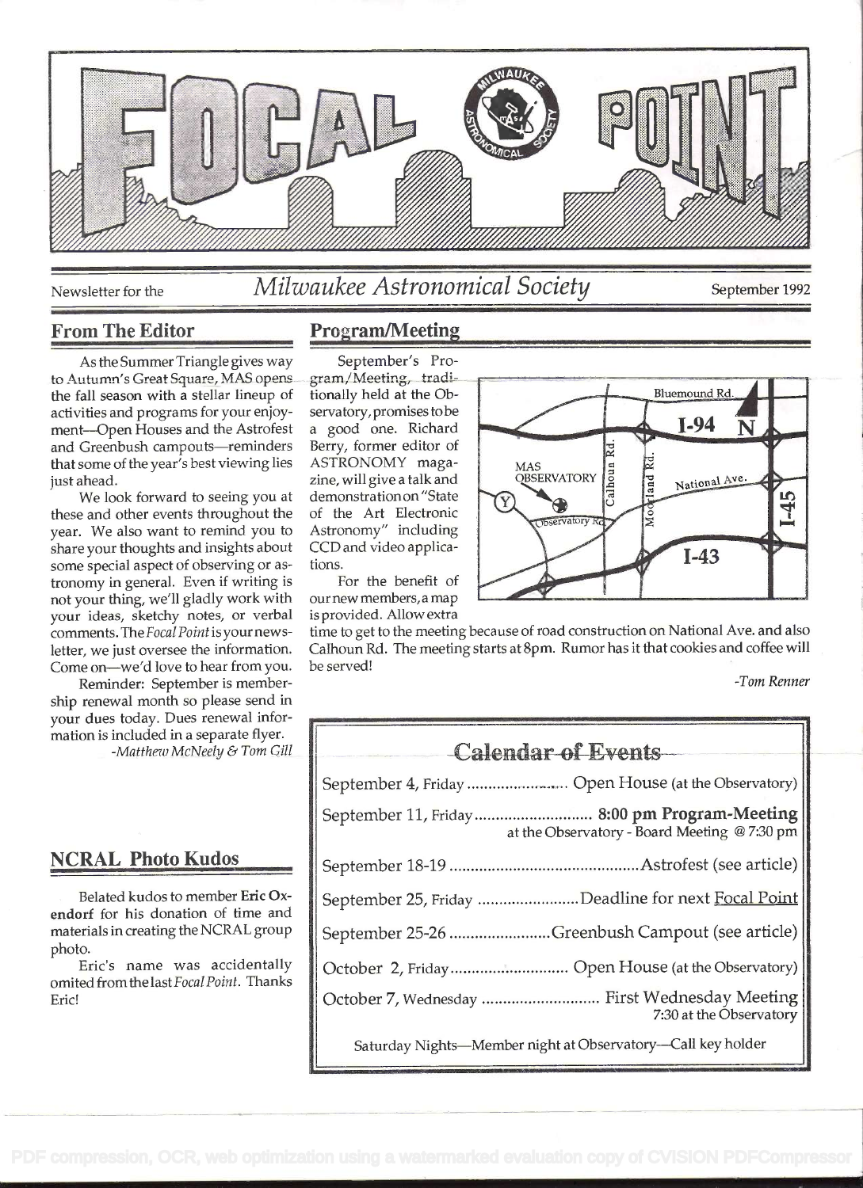# FOCAL POINT

Newsletter for the *Milwaukee Astronomical Society* September 1992

## From The Editor

As the Summer Triangle gives way to Autumn's Great Square, MAS opens the fall season with a stellar lineup of activities and programs for your enjoyment—Open Houses and the Astrofest and Greenbush campouts—reminders that some of the year's best viewing lies just ahead.

We look forward to seeing you at these and other events throughout the year. We also want to remind you to share your thoughts and insights about some special aspect of observing or astronomy in general. Even if writing is not your thing, we'll gladly work with your ideas, sketchy notes, or verbal comments. The *Focal Point* is your newsletter, we just oversee the information. Come on—we'd love to hear from you.

Reminder: September is membership renewal month so please send in your dues today. Dues renewal information is included in a separate flyer.

*-Matthew McNeely & Tom Gill*

## NCRAL Photo Kudos

Belated kudos to member **Eric Oxendorf** for his donation of time and materials in creating the NCRAL group photo.

Eric's name was accidentally omited from the last *Focal Point*. Thanks Eric!

## Program/Meeting

September's Program/Meeting, traditionally held at the Observatory, promises to be a good one. Richard Berry, former editor of ASTRONOMY magazine, will give a talk and demonstration on "State of the Art Electronic Astronomy" including CCD and video applications.

For the benefit of our new members, a map is provided. Allow extra time to get to the meeting because of road construction on National Ave. and also Calhoun Rd. The meeting starts at 8pm. Rumor has it that cookies and coffee will be served!

*-Tom Renner*

## Calendar of Events

| | |
|---|---|
| September 4, Friday | Open House (at the Observatory) |
| September 11, Friday | **8:00 pm Program-Meeting** at the Observatory - Board Meeting @ 7:30 pm |
| September 18-19 | Astrofest (see article) |
| September 25, Friday | Deadline for next Focal Point |
| September 25-26 | Greenbush Campout (see article) |
| October 2, Friday | Open House (at the Observatory) |
| October 7, Wednesday | First Wednesday Meeting 7:30 at the Observatory |

Saturday Nights—Member night at Observatory—Call key holder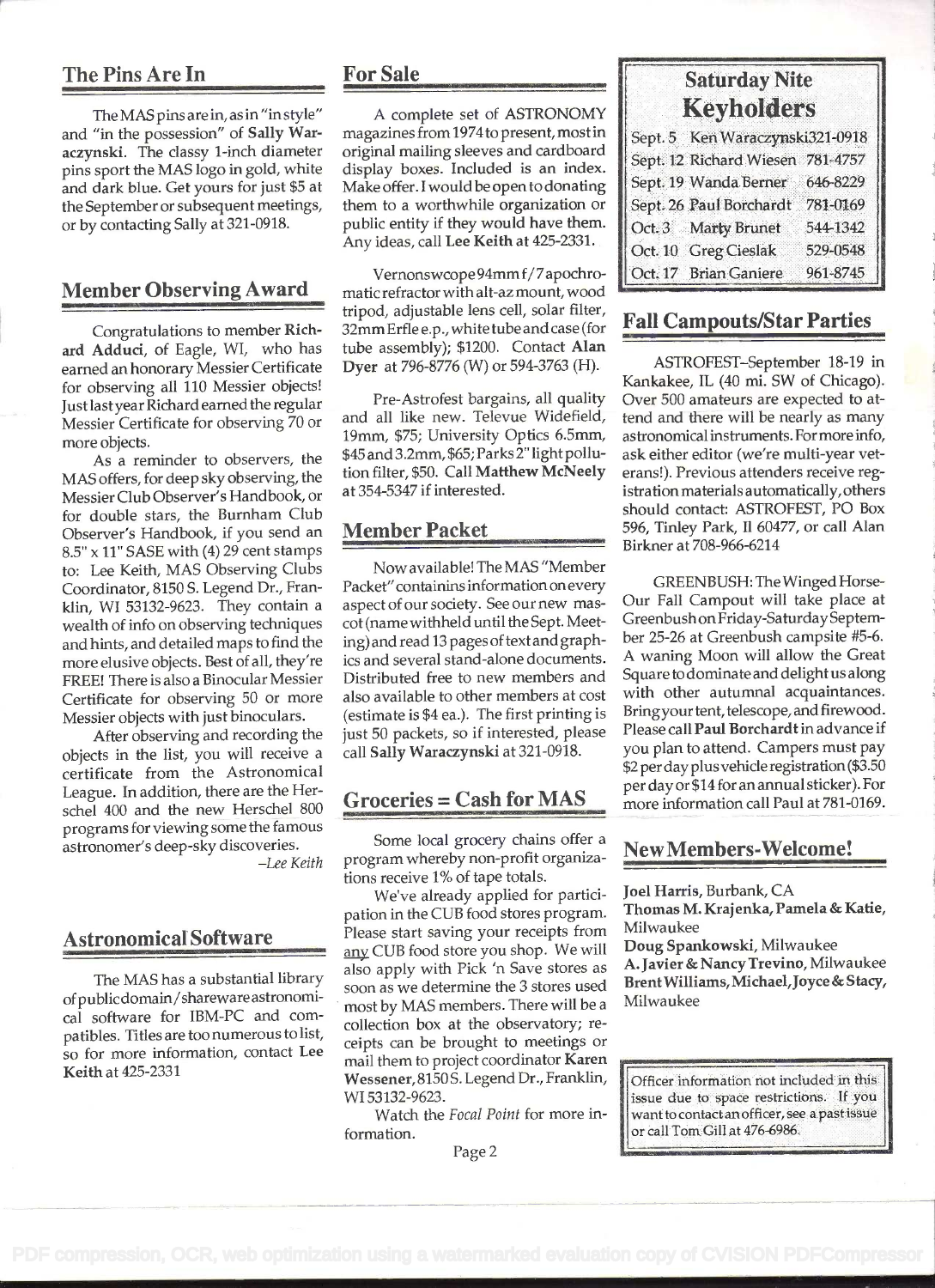## The Pins Are In

The MAS pins are in, as in "in style" and "in the possession" of **Sally Waraczynski**. The classy 1-inch diameter pins sport the MAS logo in gold, white and dark blue. Get yours for just $5 at the September or subsequent meetings, or by contacting Sally at 321-0918.

## Member Observing Award

Congratulations to member **Richard Adduci**, of Eagle, WI, who has earned an honorary Messier Certificate for observing all 110 Messier objects! Just last year Richard earned the regular Messier Certificate for observing 70 or more objects.

As a reminder to observers, the MAS offers, for deep sky observing, the Messier Club Observer's Handbook, or for double stars, the Burnham Club Observer's Handbook, if you send an 8.5" x 11" SASE with (4) 29 cent stamps to: Lee Keith, MAS Observing Clubs Coordinator, 8150 S. Legend Dr., Franklin, WI 53132-9623. They contain a wealth of info on observing techniques and hints, and detailed maps to find the more elusive objects. Best of all, they're FREE! There is also a Binocular Messier Certificate for observing 50 or more Messier objects with just binoculars.

After observing and recording the objects in the list, you will receive a certificate from the Astronomical League. In addition, there are the Herschel 400 and the new Herschel 800 programs for viewing some the famous astronomer's deep-sky discoveries.

*–Lee Keith*

## Astronomical Software

The MAS has a substantial library of public domain/shareware astronomical software for IBM-PC and compatibles. Titles are too numerous to list, so for more information, contact **Lee Keith** at 425-2331

## For Sale

A complete set of ASTRONOMY magazines from 1974 to present, most in original mailing sleeves and cardboard display boxes. Included is an index. Make offer. I would be open to donating them to a worthwhile organization or public entity if they would have them. Any ideas, call **Lee Keith at 425-2331.**

Vernonscope 94mm f/7 apochromatic refractor with alt-az mount, wood tripod, adjustable lens cell, solar filter, 32mm Erfle e.p., white tube and case (for tube assembly); $1200. Contact **Alan Dyer** at 796-8776 (W) or 594-3763 (H).

Pre-Astrofest bargains, all quality and all like new. Televue Widefield, 19mm, $75; University Optics 6.5mm, $45 and 3.2mm, $65; Parks 2" light pollution filter, $50. Call **Matthew McNeely** at 354-5347 if interested.

## Member Packet

Now available! The MAS "Member Packet" containins information on every aspect of our society. See our new mascot (name withheld until the Sept. Meeting) and read 13 pages of text and graphics and several stand-alone documents. Distributed free to new members and also available to other members at cost (estimate is $4 ea.). The first printing is just 50 packets, so if interested, please call **Sally Waraczynski** at 321-0918.

## Groceries = Cash for MAS

Some local grocery chains offer a program whereby non-profit organizations receive 1% of tape totals.

We've already applied for participation in the CUB food stores program. Please start saving your receipts from any CUB food store you shop. We will also apply with Pick 'n Save stores as soon as we determine the 3 stores used most by MAS members. There will be a collection box at the observatory; receipts can be brought to meetings or mail them to project coordinator **Karen Wessener**, 8150 S. Legend Dr., Franklin, WI 53132-9623.

Watch the *Focal Point* for more information.

## Saturday Nite Keyholders

| | | |
|---|---|---|
| Sept. 5 | Ken Waraczynski | 321-0918 |
| Sept. 12 | Richard Wiesen | 781-4757 |
| Sept. 19 | Wanda Berner | 646-8229 |
| Sept. 26 | Paul Borchardt | 781-0169 |
| Oct. 3 | Marty Brunet | 544-1342 |
| Oct. 10 | Greg Cieslak | 529-0548 |
| Oct. 17 | Brian Ganiere | 961-8745 |

## Fall Campouts/Star Parties

ASTROFEST–September 18-19 in Kankakee, IL (40 mi. SW of Chicago). Over 500 amateurs are expected to attend and there will be nearly as many astronomical instruments. For more info, ask either editor (we're multi-year veterans!). Previous attenders receive registration materials automatically, others should contact: ASTROFEST, PO Box 596, Tinley Park, Il 60477, or call Alan Birkner at 708-966-6214

GREENBUSH: The Winged Horse-Our Fall Campout will take place at Greenbush on Friday-Saturday September 25-26 at Greenbush campsite #5-6. A waning Moon will allow the Great Square to dominate and delight us along with other autumnal acquaintances. Bring your tent, telescope, and firewood. Please call **Paul Borchardt** in advance if you plan to attend. Campers must pay $2 per day plus vehicle registration ($3.50 per day or $14 for an annual sticker). For more information call Paul at 781-0169.

## New Members-Welcome!

**Joel Harris**, Burbank, CA
**Thomas M. Krajenka, Pamela & Katie**, Milwaukee
**Doug Spankowski**, Milwaukee
**A. Javier & Nancy Trevino**, Milwaukee
**Brent Williams, Michael, Joyce & Stacy**, Milwaukee

Officer information not included in this issue due to space restrictions. If you want to contact an officer, see a past issue or call Tom Gill at 476-6986.